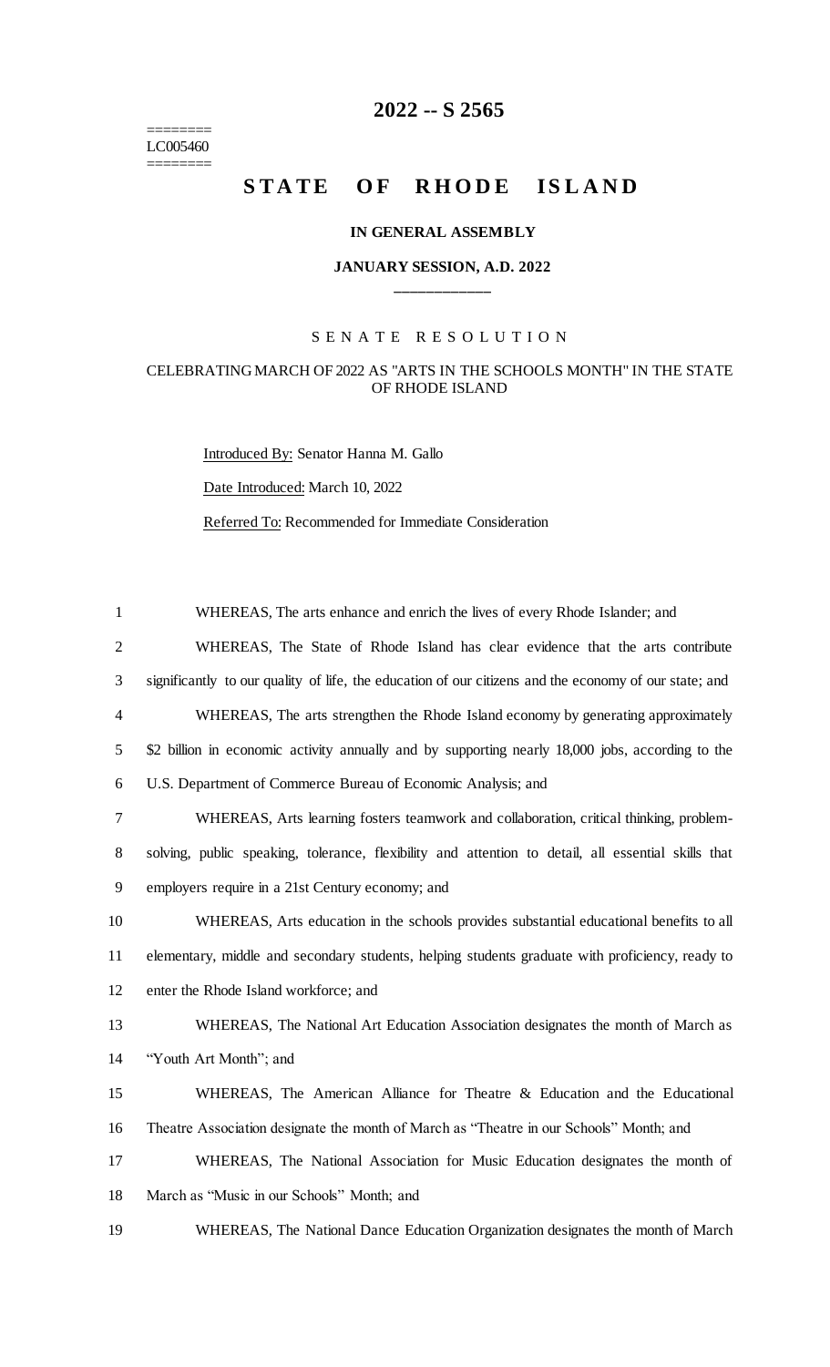# 2022 -- S 2565

========
LC005460
========

# STATE OF RHODE ISLAND

### IN GENERAL ASSEMBLY

### JANUARY SESSION, A.D. 2022

____________

S E N A T E   R E S O L U T I O N

CELEBRATING MARCH OF 2022 AS "ARTS IN THE SCHOOLS MONTH" IN THE STATE OF RHODE ISLAND

Introduced By: Senator Hanna M. Gallo

Date Introduced: March 10, 2022

Referred To: Recommended for Immediate Consideration

WHEREAS, The arts enhance and enrich the lives of every Rhode Islander; and

WHEREAS, The State of Rhode Island has clear evidence that the arts contribute significantly to our quality of life, the education of our citizens and the economy of our state; and

WHEREAS, The arts strengthen the Rhode Island economy by generating approximately $2 billion in economic activity annually and by supporting nearly 18,000 jobs, according to the U.S. Department of Commerce Bureau of Economic Analysis; and

WHEREAS, Arts learning fosters teamwork and collaboration, critical thinking, problem-solving, public speaking, tolerance, flexibility and attention to detail, all essential skills that employers require in a 21st Century economy; and

WHEREAS, Arts education in the schools provides substantial educational benefits to all elementary, middle and secondary students, helping students graduate with proficiency, ready to enter the Rhode Island workforce; and

WHEREAS, The National Art Education Association designates the month of March as "Youth Art Month"; and

WHEREAS, The American Alliance for Theatre & Education and the Educational Theatre Association designate the month of March as "Theatre in our Schools" Month; and

WHEREAS, The National Association for Music Education designates the month of March as "Music in our Schools" Month; and

WHEREAS, The National Dance Education Organization designates the month of March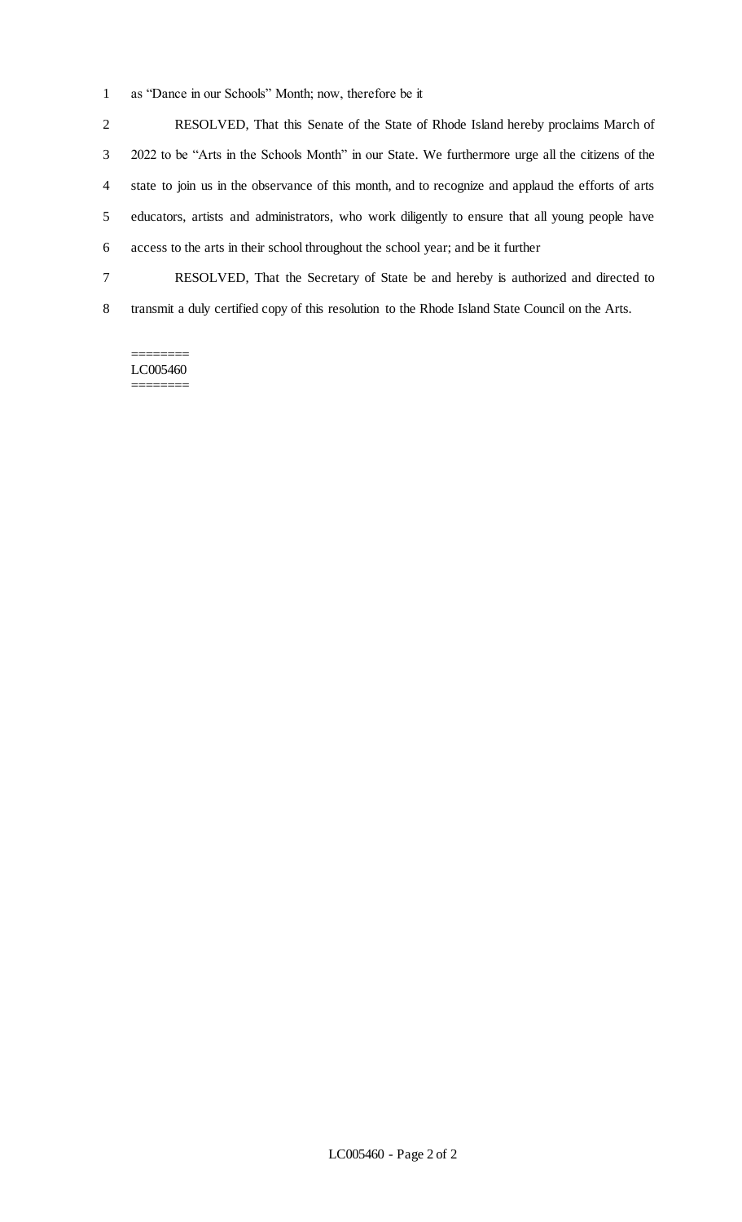as "Dance in our Schools" Month; now, therefore be it

RESOLVED, That this Senate of the State of Rhode Island hereby proclaims March of 2022 to be "Arts in the Schools Month" in our State. We furthermore urge all the citizens of the state to join us in the observance of this month, and to recognize and applaud the efforts of arts educators, artists and administrators, who work diligently to ensure that all young people have access to the arts in their school throughout the school year; and be it further

RESOLVED, That the Secretary of State be and hereby is authorized and directed to transmit a duly certified copy of this resolution to the Rhode Island State Council on the Arts.

========
LC005460
========